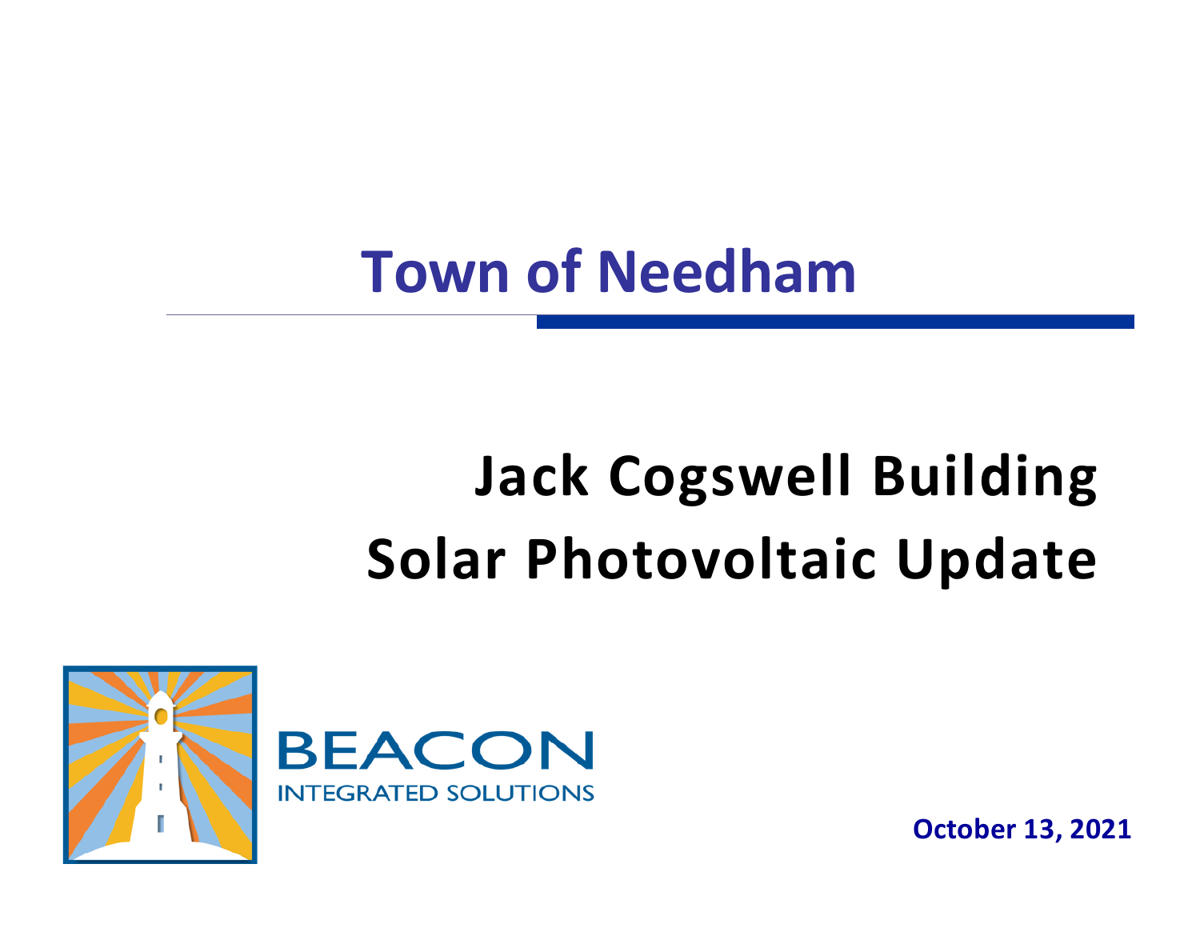# Town of Needham

## Jack Cogswell Building
## Solar Photovoltaic Update

BEACON
INTEGRATED SOLUTIONS

**October 13, 2021**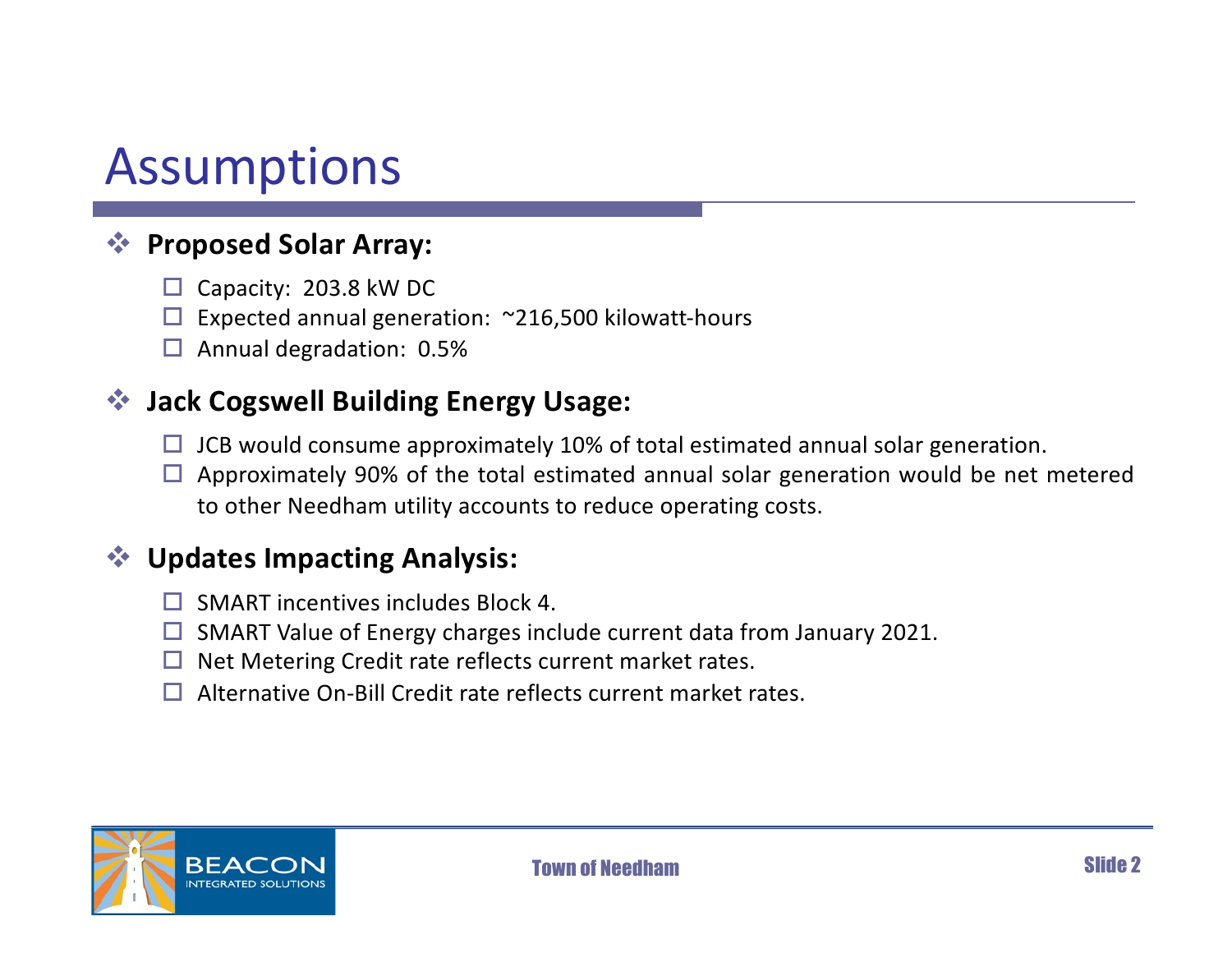# Assumptions

## Proposed Solar Array:

- Capacity: 203.8 kW DC
- Expected annual generation: ~216,500 kilowatt-hours
- Annual degradation: 0.5%

## Jack Cogswell Building Energy Usage:

- JCB would consume approximately 10% of total estimated annual solar generation.
- Approximately 90% of the total estimated annual solar generation would be net metered to other Needham utility accounts to reduce operating costs.

## Updates Impacting Analysis:

- SMART incentives includes Block 4.
- SMART Value of Energy charges include current data from January 2021.
- Net Metering Credit rate reflects current market rates.
- Alternative On-Bill Credit rate reflects current market rates.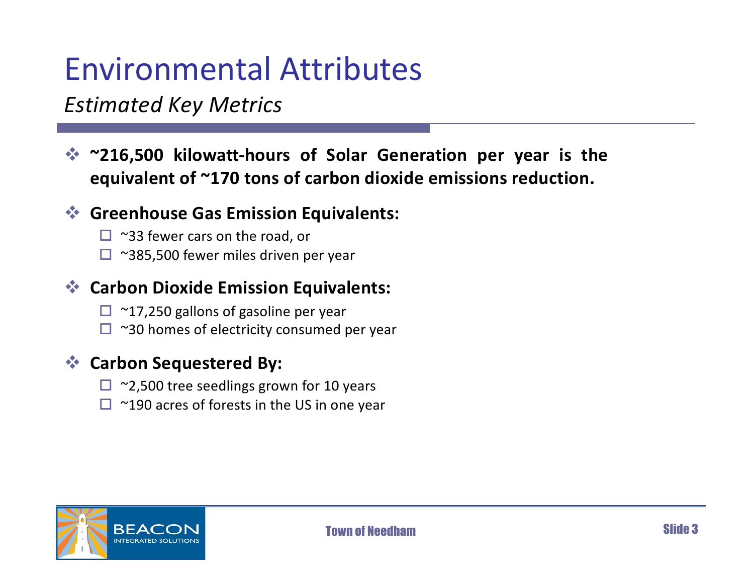# Environmental Attributes

*Estimated Key Metrics*

- **~216,500 kilowatt-hours of Solar Generation per year is the equivalent of ~170 tons of carbon dioxide emissions reduction.**

- **Greenhouse Gas Emission Equivalents:**
  - ~33 fewer cars on the road, or
  - ~385,500 fewer miles driven per year

- **Carbon Dioxide Emission Equivalents:**
  - ~17,250 gallons of gasoline per year
  - ~30 homes of electricity consumed per year

- **Carbon Sequestered By:**
  - ~2,500 tree seedlings grown for 10 years
  - ~190 acres of forests in the US in one year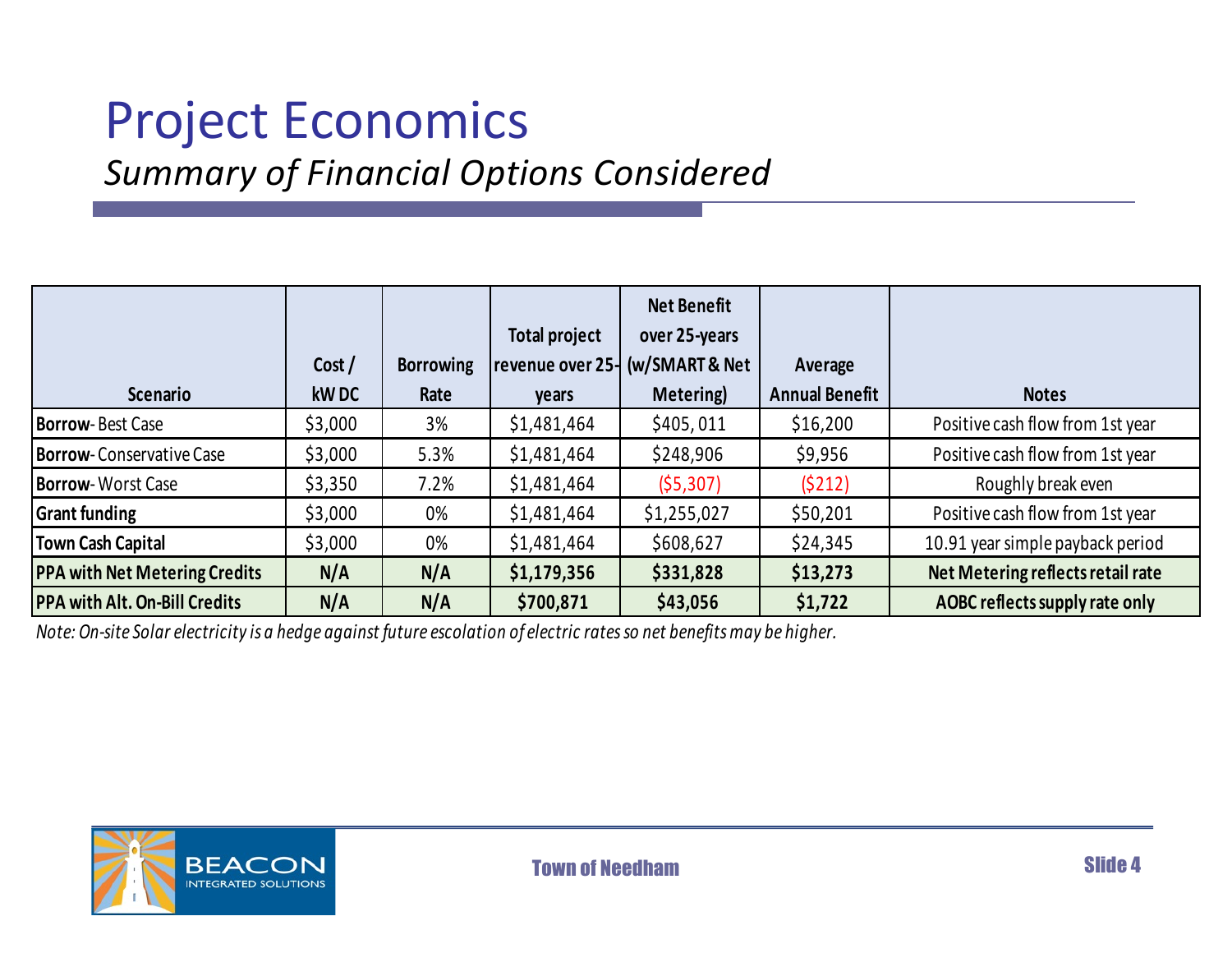# Project Economics

## *Summary of Financial Options Considered*

| Scenario | Cost / kW DC | Borrowing Rate | Total project revenue over 25-years | Net Benefit over 25-years (w/SMART & Net Metering) | Average Annual Benefit | Notes |
|---|---|---|---|---|---|---|
| **Borrow**- Best Case | $3,000 | 3% | $1,481,464 | $405, 011 | $16,200 | Positive cash flow from 1st year |
| **Borrow**- Conservative Case | $3,000 | 5.3% | $1,481,464 | $248,906 | $9,956 | Positive cash flow from 1st year |
| **Borrow**- Worst Case | $3,350 | 7.2% | $1,481,464 | ($5,307) | ($212) | Roughly break even |
| **Grant funding** | $3,000 | 0% | $1,481,464 | $1,255,027 | $50,201 | Positive cash flow from 1st year |
| **Town Cash Capital** | $3,000 | 0% | $1,481,464 | $608,627 | $24,345 | 10.91 year simple payback period |
| **PPA with Net Metering Credits** | **N/A** | **N/A** | **$1,179,356** | **$331,828** | **$13,273** | **Net Metering reflects retail rate** |
| **PPA with Alt. On-Bill Credits** | **N/A** | **N/A** | **$700,871** | **$43,056** | **$1,722** | **AOBC reflects supply rate only** |

*Note: On-site Solar electricity is a hedge against future escolation of electric rates so net benefits may be higher.*

BEACON INTEGRATED SOLUTIONS

Town of Needham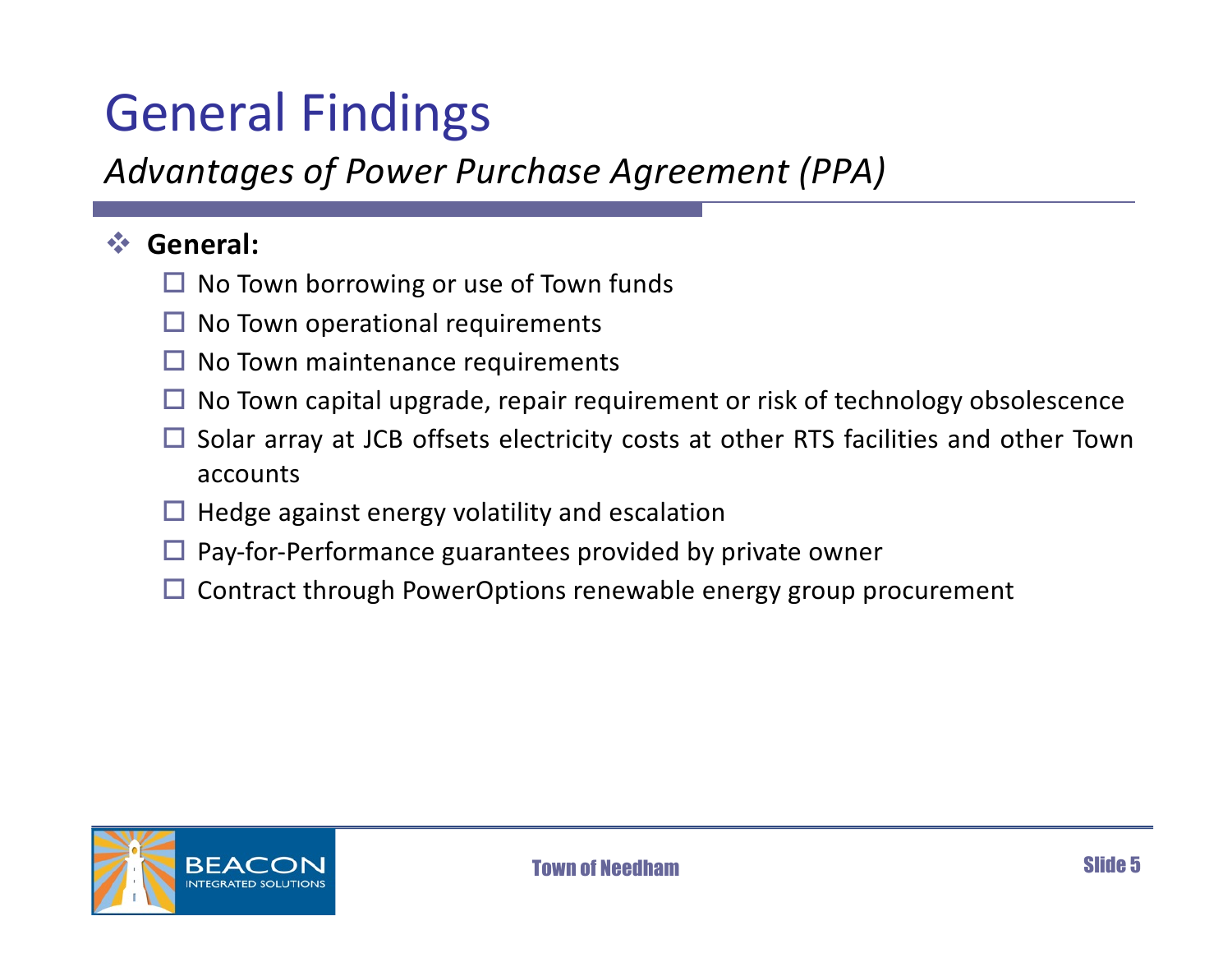# General Findings

*Advantages of Power Purchase Agreement (PPA)*

- **General:**
  - No Town borrowing or use of Town funds
  - No Town operational requirements
  - No Town maintenance requirements
  - No Town capital upgrade, repair requirement or risk of technology obsolescence
  - Solar array at JCB offsets electricity costs at other RTS facilities and other Town accounts
  - Hedge against energy volatility and escalation
  - Pay-for-Performance guarantees provided by private owner
  - Contract through PowerOptions renewable energy group procurement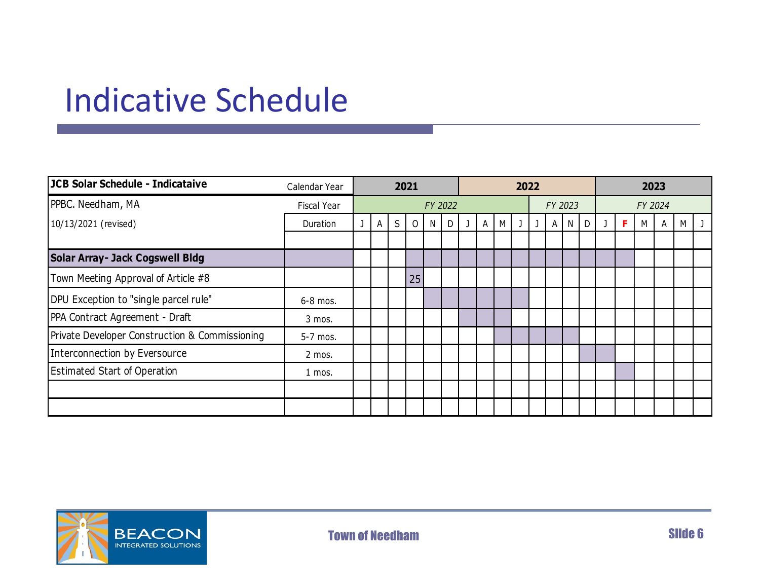# Indicative Schedule

| **JCB Solar Schedule - Indicataive** | Calendar Year | **2021** | | | | | | **2022** | | | | | | | | **2023** | | | | | |
|---|---|---|---|---|---|---|---|---|---|---|---|---|---|---|---|---|---|---|---|---|---|
| PPBC. Needham, MA | Fiscal Year | *FY 2022* | | | | | | | | | | *FY 2023* | | | | *FY 2024* | | | | | |
| 10/13/2021 (revised) | Duration | J | A | S | O | N | D | J | A | M | J | J | A | N | D | J | **F** | M | A | M | J |
| | | | | | | | | | | | | | | | | | | | | | |
| **Solar Array- Jack Cogswell Bldg** | | | | | ■ | ■ | ■ | ■ | ■ | ■ | ■ | ■ | ■ | ■ | ■ | ■ | ■ | | | | |
| Town Meeting Approval of Article #8 | | | | | 25 | | | | | | | | | | | | | | | | |
| DPU Exception to "single parcel rule" | 6-8 mos. | | | | | ■ | ■ | ■ | ■ | ■ | ■ | | | | | | | | | | |
| PPA Contract Agreement - Draft | 3 mos. | | | | | | | ■ | ■ | ■ | | | | | | | | | | | |
| Private Developer Construction & Commissioning | 5-7 mos. | | | | | | | | | ■ | ■ | ■ | ■ | ■ | | | | | | | |
| Interconnection by Eversource | 2 mos. | | | | | | | | | | | | | | ■ | ■ | | | | | |
| Estimated Start of Operation | 1 mos. | | | | | | | | | | | | | | | | ■ | | | | |
| | | | | | | | | | | | | | | | | | | | | | |
| | | | | | | | | | | | | | | | | | | | | | |

BEACON INTEGRATED SOLUTIONS

Town of Needham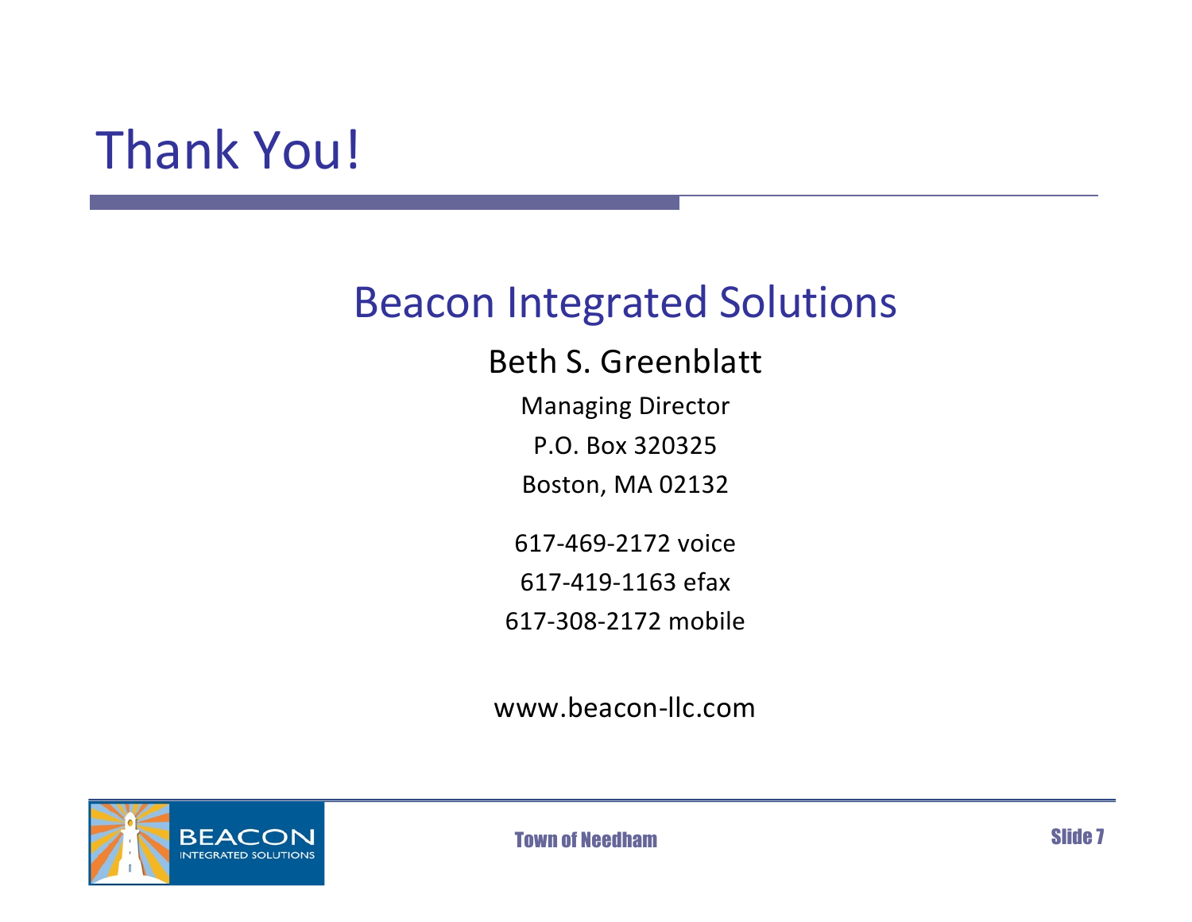# Thank You!

## Beacon Integrated Solutions

### Beth S. Greenblatt

Managing Director

P.O. Box 320325

Boston, MA 02132

617-469-2172 voice

617-419-1163 efax

617-308-2172 mobile

www.beacon-llc.com